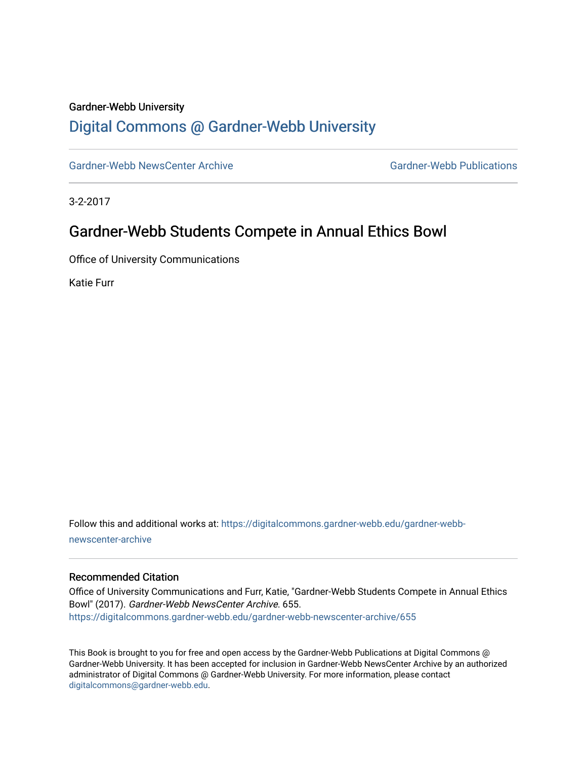Gardner-Webb University

# Digital Commons @ Gardner-Webb University

Gardner-Webb NewsCenter Archive | Gardner-Webb Publications

3-2-2017

## Gardner-Webb Students Compete in Annual Ethics Bowl

Office of University Communications

Katie Furr

Follow this and additional works at: https://digitalcommons.gardner-webb.edu/gardner-webb-newscenter-archive

### Recommended Citation

Office of University Communications and Furr, Katie, "Gardner-Webb Students Compete in Annual Ethics Bowl" (2017). *Gardner-Webb NewsCenter Archive*. 655.
https://digitalcommons.gardner-webb.edu/gardner-webb-newscenter-archive/655

This Book is brought to you for free and open access by the Gardner-Webb Publications at Digital Commons @ Gardner-Webb University. It has been accepted for inclusion in Gardner-Webb NewsCenter Archive by an authorized administrator of Digital Commons @ Gardner-Webb University. For more information, please contact digitalcommons@gardner-webb.edu.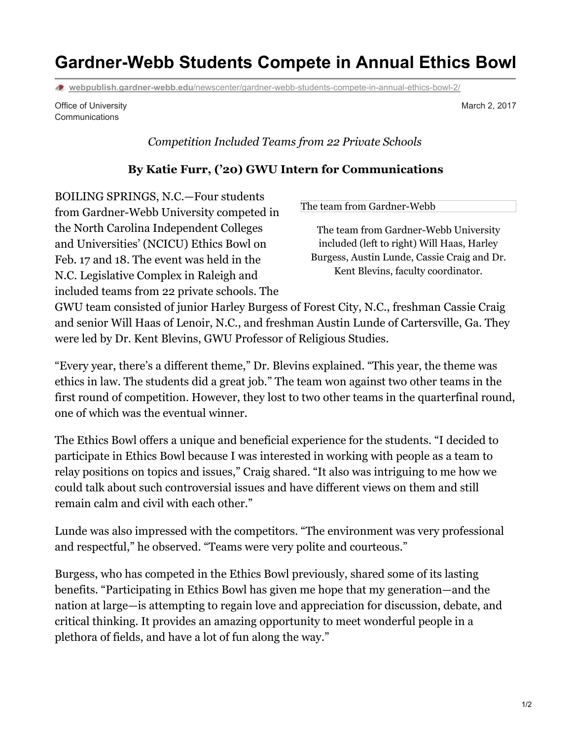# Gardner-Webb Students Compete in Annual Ethics Bowl

webpublish.gardner-webb.edu/newscenter/gardner-webb-students-compete-in-annual-ethics-bowl-2/

Office of University Communications

March 2, 2017

*Competition Included Teams from 22 Private Schools*

**By Katie Furr, ('20) GWU Intern for Communications**

The team from Gardner-Webb

The team from Gardner-Webb University included (left to right) Will Haas, Harley Burgess, Austin Lunde, Cassie Craig and Dr. Kent Blevins, faculty coordinator.

BOILING SPRINGS, N.C.—Four students from Gardner-Webb University competed in the North Carolina Independent Colleges and Universities' (NCICU) Ethics Bowl on Feb. 17 and 18. The event was held in the N.C. Legislative Complex in Raleigh and included teams from 22 private schools. The GWU team consisted of junior Harley Burgess of Forest City, N.C., freshman Cassie Craig and senior Will Haas of Lenoir, N.C., and freshman Austin Lunde of Cartersville, Ga. They were led by Dr. Kent Blevins, GWU Professor of Religious Studies.

"Every year, there's a different theme," Dr. Blevins explained. "This year, the theme was ethics in law. The students did a great job." The team won against two other teams in the first round of competition. However, they lost to two other teams in the quarterfinal round, one of which was the eventual winner.

The Ethics Bowl offers a unique and beneficial experience for the students. "I decided to participate in Ethics Bowl because I was interested in working with people as a team to relay positions on topics and issues," Craig shared. "It also was intriguing to me how we could talk about such controversial issues and have different views on them and still remain calm and civil with each other."

Lunde was also impressed with the competitors. "The environment was very professional and respectful," he observed. "Teams were very polite and courteous."

Burgess, who has competed in the Ethics Bowl previously, shared some of its lasting benefits. "Participating in Ethics Bowl has given me hope that my generation—and the nation at large—is attempting to regain love and appreciation for discussion, debate, and critical thinking. It provides an amazing opportunity to meet wonderful people in a plethora of fields, and have a lot of fun along the way."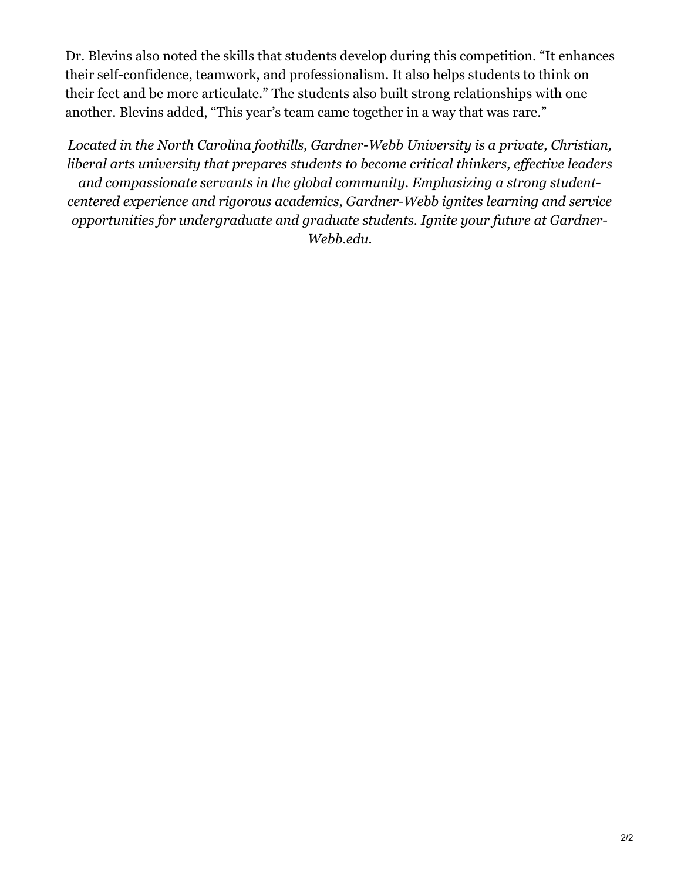Dr. Blevins also noted the skills that students develop during this competition. “It enhances their self-confidence, teamwork, and professionalism. It also helps students to think on their feet and be more articulate.” The students also built strong relationships with one another. Blevins added, “This year’s team came together in a way that was rare.”

*Located in the North Carolina foothills, Gardner-Webb University is a private, Christian, liberal arts university that prepares students to become critical thinkers, effective leaders and compassionate servants in the global community. Emphasizing a strong student-centered experience and rigorous academics, Gardner-Webb ignites learning and service opportunities for undergraduate and graduate students. Ignite your future at Gardner-Webb.edu.*